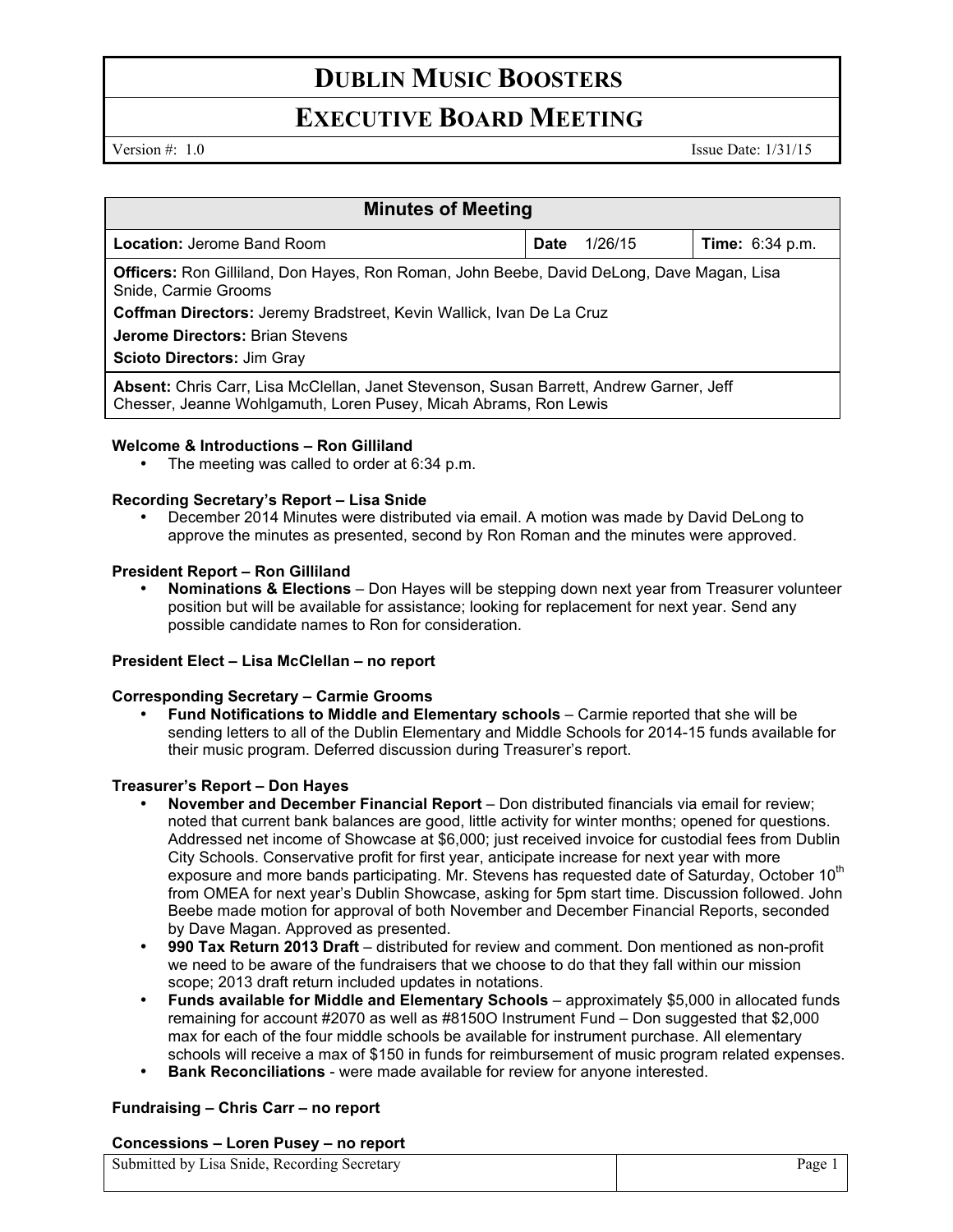# DUBLIN MUSIC BOOSTERS

## EXECUTIVE BOARD MEETING

Version #: 1.0 | Issue Date: 1/31/15

| Minutes of Meeting | | |
|---|---|---|
| **Location:** Jerome Band Room | **Date** 1/26/15 | **Time:** 6:34 p.m. |
| **Officers:** Ron Gilliland, Don Hayes, Ron Roman, John Beebe, David DeLong, Dave Magan, Lisa Snide, Carmie Grooms<br>**Coffman Directors:** Jeremy Bradstreet, Kevin Wallick, Ivan De La Cruz<br>**Jerome Directors:** Brian Stevens<br>**Scioto Directors:** Jim Gray | | |
| **Absent:** Chris Carr, Lisa McClellan, Janet Stevenson, Susan Barrett, Andrew Garner, Jeff Chesser, Jeanne Wohlgamuth, Loren Pusey, Micah Abrams, Ron Lewis | | |

**Welcome & Introductions – Ron Gilliland**

- The meeting was called to order at 6:34 p.m.

**Recording Secretary's Report – Lisa Snide**

- December 2014 Minutes were distributed via email. A motion was made by David DeLong to approve the minutes as presented, second by Ron Roman and the minutes were approved.

**President Report – Ron Gilliland**

- **Nominations & Elections** – Don Hayes will be stepping down next year from Treasurer volunteer position but will be available for assistance; looking for replacement for next year. Send any possible candidate names to Ron for consideration.

**President Elect – Lisa McClellan – no report**

**Corresponding Secretary – Carmie Grooms**

- **Fund Notifications to Middle and Elementary schools** – Carmie reported that she will be sending letters to all of the Dublin Elementary and Middle Schools for 2014-15 funds available for their music program. Deferred discussion during Treasurer's report.

**Treasurer's Report – Don Hayes**

- **November and December Financial Report** – Don distributed financials via email for review; noted that current bank balances are good, little activity for winter months; opened for questions. Addressed net income of Showcase at $6,000; just received invoice for custodial fees from Dublin City Schools. Conservative profit for first year, anticipate increase for next year with more exposure and more bands participating. Mr. Stevens has requested date of Saturday, October 10th from OMEA for next year's Dublin Showcase, asking for 5pm start time. Discussion followed. John Beebe made motion for approval of both November and December Financial Reports, seconded by Dave Magan. Approved as presented.
- **990 Tax Return 2013 Draft** – distributed for review and comment. Don mentioned as non-profit we need to be aware of the fundraisers that we choose to do that they fall within our mission scope; 2013 draft return included updates in notations.
- **Funds available for Middle and Elementary Schools** – approximately $5,000 in allocated funds remaining for account #2070 as well as #8150O Instrument Fund – Don suggested that $2,000 max for each of the four middle schools be available for instrument purchase. All elementary schools will receive a max of $150 in funds for reimbursement of music program related expenses.
- **Bank Reconciliations** - were made available for review for anyone interested.

**Fundraising – Chris Carr – no report**

**Concessions – Loren Pusey – no report**

Submitted by Lisa Snide, Recording Secretary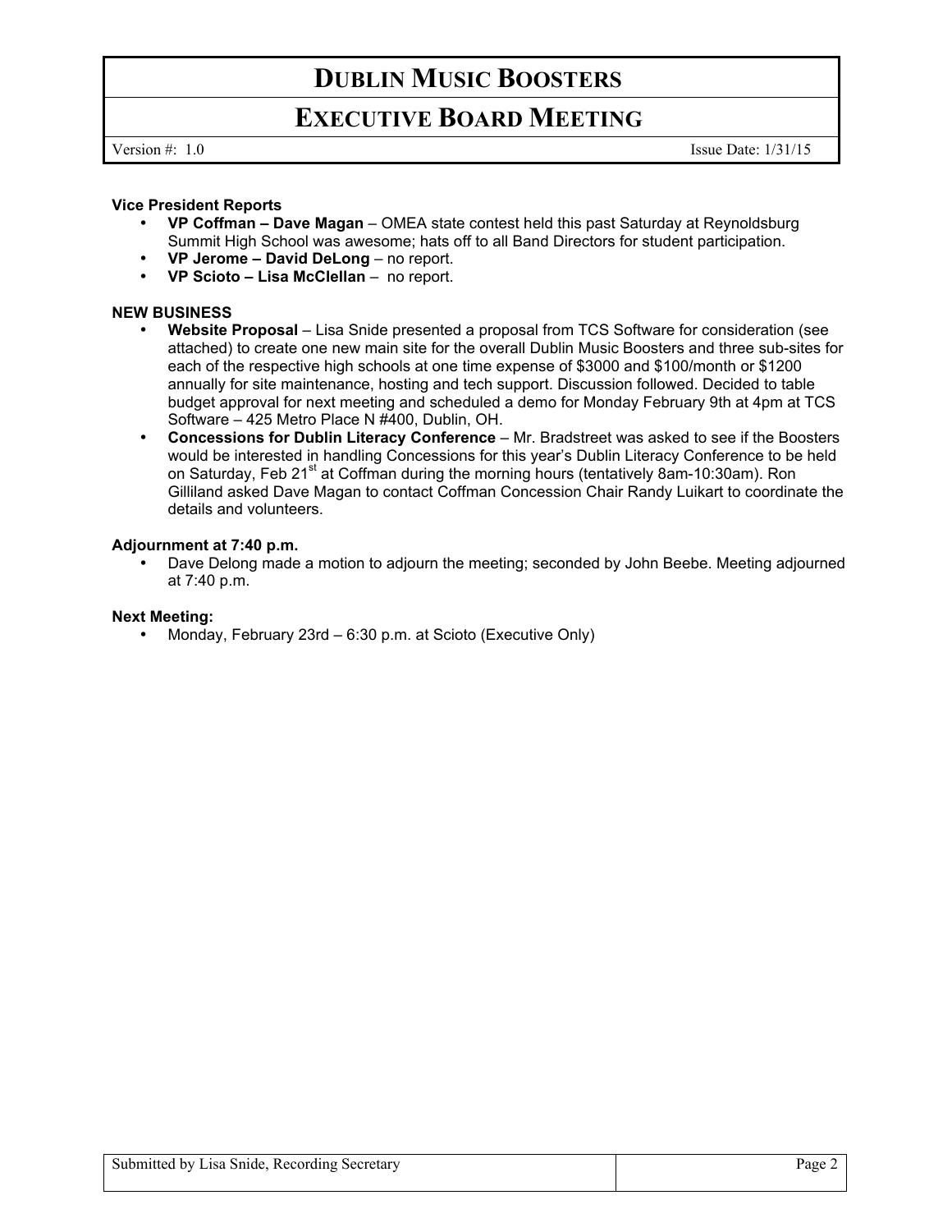**Vice President Reports**

- **VP Coffman – Dave Magan** – OMEA state contest held this past Saturday at Reynoldsburg Summit High School was awesome; hats off to all Band Directors for student participation.
- **VP Jerome – David DeLong** – no report.
- **VP Scioto – Lisa McClellan** – no report.

**NEW BUSINESS**

- **Website Proposal** – Lisa Snide presented a proposal from TCS Software for consideration (see attached) to create one new main site for the overall Dublin Music Boosters and three sub-sites for each of the respective high schools at one time expense of $3000 and $100/month or $1200 annually for site maintenance, hosting and tech support. Discussion followed. Decided to table budget approval for next meeting and scheduled a demo for Monday February 9th at 4pm at TCS Software – 425 Metro Place N #400, Dublin, OH.
- **Concessions for Dublin Literacy Conference** – Mr. Bradstreet was asked to see if the Boosters would be interested in handling Concessions for this year's Dublin Literacy Conference to be held on Saturday, Feb 21st at Coffman during the morning hours (tentatively 8am-10:30am). Ron Gilliland asked Dave Magan to contact Coffman Concession Chair Randy Luikart to coordinate the details and volunteers.

**Adjournment at 7:40 p.m.**

- Dave Delong made a motion to adjourn the meeting; seconded by John Beebe. Meeting adjourned at 7:40 p.m.

**Next Meeting:**

- Monday, February 23rd – 6:30 p.m. at Scioto (Executive Only)